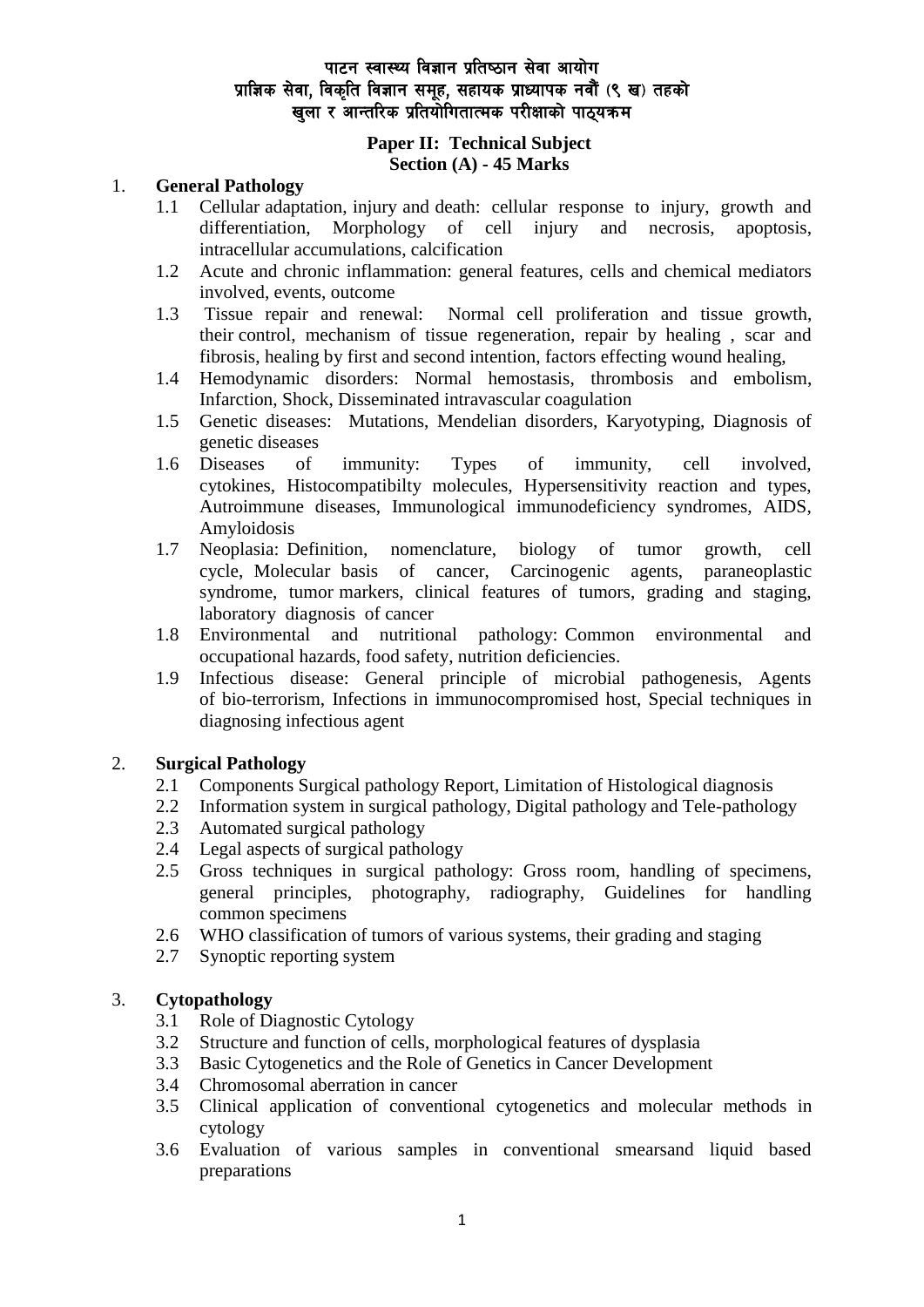# पाटन स्वास्थ्य विज्ञान प्रतिष्ठान सेवा आयोग
## प्राज्ञिक सेवा, विकृति विज्ञान समूह, सहायक प्राध्यापक नवौं (९ ख) तहको
## खुला र आन्तरिक प्रतियोगितात्मक परीक्षाको पाठ्यक्रम

**Paper II: Technical Subject**
**Section (A) - 45 Marks**

1. **General Pathology**
   - 1.1 Cellular adaptation, injury and death: cellular response to injury, growth and differentiation, Morphology of cell injury and necrosis, apoptosis, intracellular accumulations, calcification
   - 1.2 Acute and chronic inflammation: general features, cells and chemical mediators involved, events, outcome
   - 1.3 Tissue repair and renewal: Normal cell proliferation and tissue growth, their control, mechanism of tissue regeneration, repair by healing , scar and fibrosis, healing by first and second intention, factors effecting wound healing,
   - 1.4 Hemodynamic disorders: Normal hemostasis, thrombosis and embolism, Infarction, Shock, Disseminated intravascular coagulation
   - 1.5 Genetic diseases: Mutations, Mendelian disorders, Karyotyping, Diagnosis of genetic diseases
   - 1.6 Diseases of immunity: Types of immunity, cell involved, cytokines, Histocompatibilty molecules, Hypersensitivity reaction and types, Autroimmune diseases, Immunological immunodeficiency syndromes, AIDS, Amyloidosis
   - 1.7 Neoplasia: Definition, nomenclature, biology of tumor growth, cell cycle, Molecular basis of cancer, Carcinogenic agents, paraneoplastic syndrome, tumor markers, clinical features of tumors, grading and staging, laboratory diagnosis of cancer
   - 1.8 Environmental and nutritional pathology: Common environmental and occupational hazards, food safety, nutrition deficiencies.
   - 1.9 Infectious disease: General principle of microbial pathogenesis, Agents of bio-terrorism, Infections in immunocompromised host, Special techniques in diagnosing infectious agent

2. **Surgical Pathology**
   - 2.1 Components Surgical pathology Report, Limitation of Histological diagnosis
   - 2.2 Information system in surgical pathology, Digital pathology and Tele-pathology
   - 2.3 Automated surgical pathology
   - 2.4 Legal aspects of surgical pathology
   - 2.5 Gross techniques in surgical pathology: Gross room, handling of specimens, general principles, photography, radiography, Guidelines for handling common specimens
   - 2.6 WHO classification of tumors of various systems, their grading and staging
   - 2.7 Synoptic reporting system

3. **Cytopathology**
   - 3.1 Role of Diagnostic Cytology
   - 3.2 Structure and function of cells, morphological features of dysplasia
   - 3.3 Basic Cytogenetics and the Role of Genetics in Cancer Development
   - 3.4 Chromosomal aberration in cancer
   - 3.5 Clinical application of conventional cytogenetics and molecular methods in cytology
   - 3.6 Evaluation of various samples in conventional smearsand liquid based preparations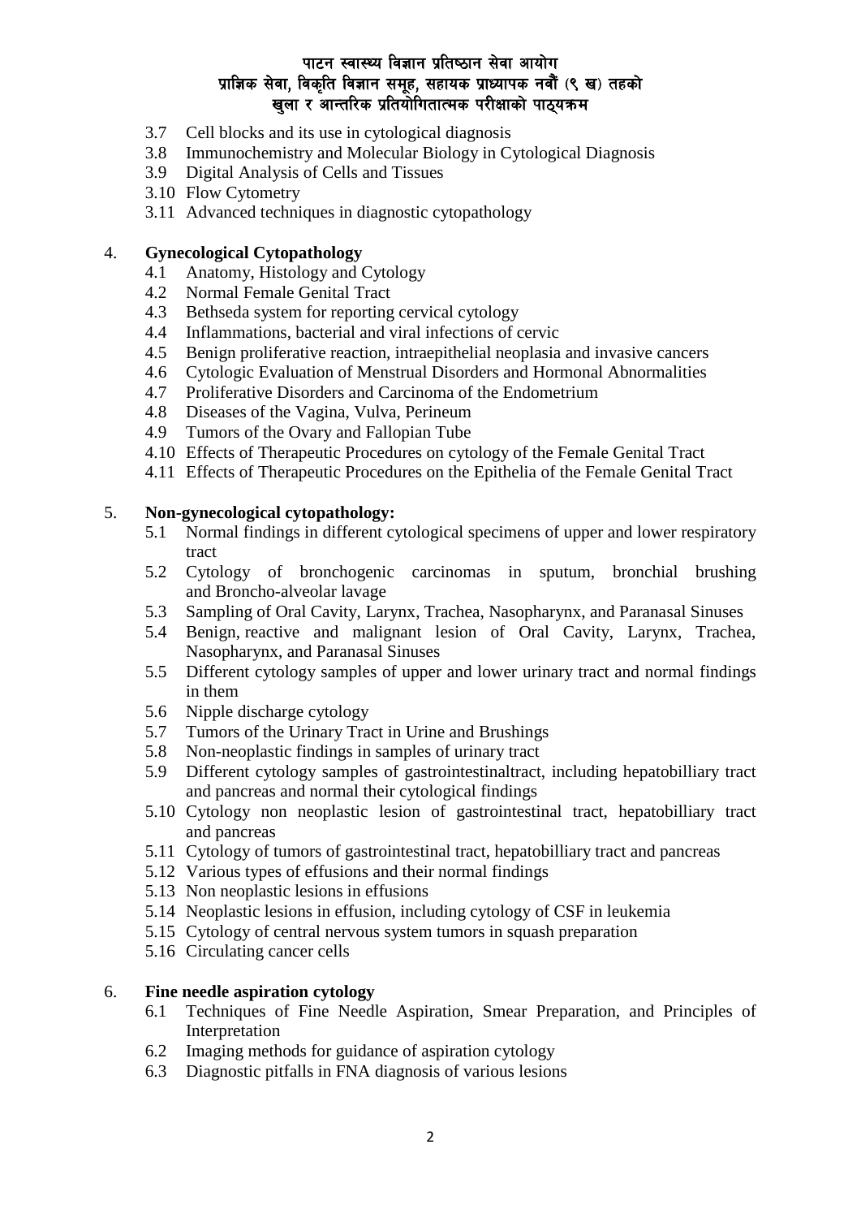3.7 Cell blocks and its use in cytological diagnosis
3.8 Immunochemistry and Molecular Biology in Cytological Diagnosis
3.9 Digital Analysis of Cells and Tissues
3.10 Flow Cytometry
3.11 Advanced techniques in diagnostic cytopathology

4. **Gynecological Cytopathology**
   - 4.1 Anatomy, Histology and Cytology
   - 4.2 Normal Female Genital Tract
   - 4.3 Bethseda system for reporting cervical cytology
   - 4.4 Inflammations, bacterial and viral infections of cervic
   - 4.5 Benign proliferative reaction, intraepithelial neoplasia and invasive cancers
   - 4.6 Cytologic Evaluation of Menstrual Disorders and Hormonal Abnormalities
   - 4.7 Proliferative Disorders and Carcinoma of the Endometrium
   - 4.8 Diseases of the Vagina, Vulva, Perineum
   - 4.9 Tumors of the Ovary and Fallopian Tube
   - 4.10 Effects of Therapeutic Procedures on cytology of the Female Genital Tract
   - 4.11 Effects of Therapeutic Procedures on the Epithelia of the Female Genital Tract

5. **Non-gynecological cytopathology:**
   - 5.1 Normal findings in different cytological specimens of upper and lower respiratory tract
   - 5.2 Cytology of bronchogenic carcinomas in sputum, bronchial brushing and Broncho-alveolar lavage
   - 5.3 Sampling of Oral Cavity, Larynx, Trachea, Nasopharynx, and Paranasal Sinuses
   - 5.4 Benign, reactive and malignant lesion of Oral Cavity, Larynx, Trachea, Nasopharynx, and Paranasal Sinuses
   - 5.5 Different cytology samples of upper and lower urinary tract and normal findings in them
   - 5.6 Nipple discharge cytology
   - 5.7 Tumors of the Urinary Tract in Urine and Brushings
   - 5.8 Non-neoplastic findings in samples of urinary tract
   - 5.9 Different cytology samples of gastrointestinaltract, including hepatobilliary tract and pancreas and normal their cytological findings
   - 5.10 Cytology non neoplastic lesion of gastrointestinal tract, hepatobilliary tract and pancreas
   - 5.11 Cytology of tumors of gastrointestinal tract, hepatobilliary tract and pancreas
   - 5.12 Various types of effusions and their normal findings
   - 5.13 Non neoplastic lesions in effusions
   - 5.14 Neoplastic lesions in effusion, including cytology of CSF in leukemia
   - 5.15 Cytology of central nervous system tumors in squash preparation
   - 5.16 Circulating cancer cells

6. **Fine needle aspiration cytology**
   - 6.1 Techniques of Fine Needle Aspiration, Smear Preparation, and Principles of Interpretation
   - 6.2 Imaging methods for guidance of aspiration cytology
   - 6.3 Diagnostic pitfalls in FNA diagnosis of various lesions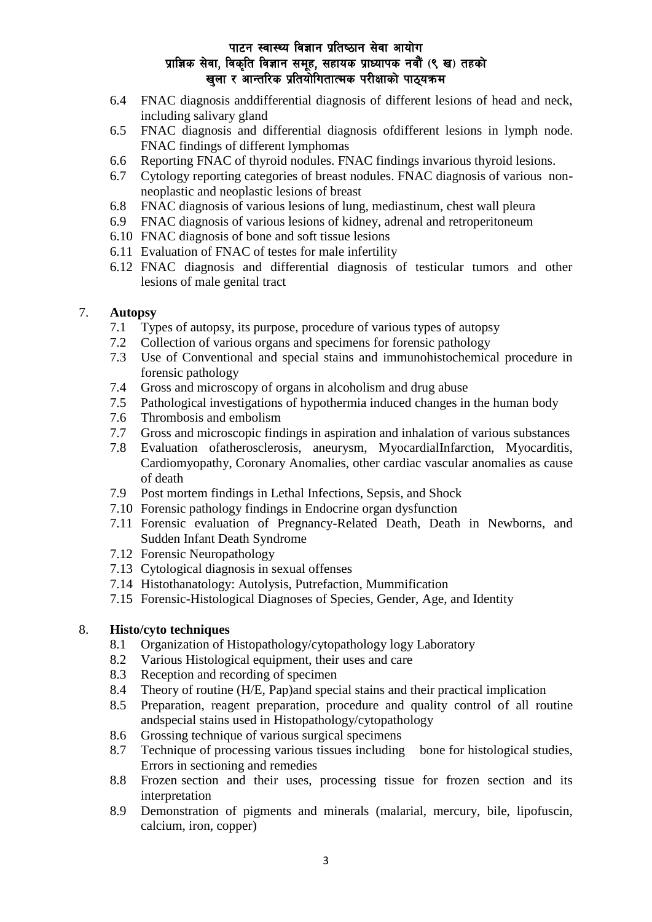6.4 FNAC diagnosis anddifferential diagnosis of different lesions of head and neck, including salivary gland
6.5 FNAC diagnosis and differential diagnosis ofdifferent lesions in lymph node. FNAC findings of different lymphomas
6.6 Reporting FNAC of thyroid nodules. FNAC findings invarious thyroid lesions.
6.7 Cytology reporting categories of breast nodules. FNAC diagnosis of various non-neoplastic and neoplastic lesions of breast
6.8 FNAC diagnosis of various lesions of lung, mediastinum, chest wall pleura
6.9 FNAC diagnosis of various lesions of kidney, adrenal and retroperitoneum
6.10 FNAC diagnosis of bone and soft tissue lesions
6.11 Evaluation of FNAC of testes for male infertility
6.12 FNAC diagnosis and differential diagnosis of testicular tumors and other lesions of male genital tract

7. **Autopsy**
   7.1 Types of autopsy, its purpose, procedure of various types of autopsy
   7.2 Collection of various organs and specimens for forensic pathology
   7.3 Use of Conventional and special stains and immunohistochemical procedure in forensic pathology
   7.4 Gross and microscopy of organs in alcoholism and drug abuse
   7.5 Pathological investigations of hypothermia induced changes in the human body
   7.6 Thrombosis and embolism
   7.7 Gross and microscopic findings in aspiration and inhalation of various substances
   7.8 Evaluation ofatherosclerosis, aneurysm, MyocardialInfarction, Myocarditis, Cardiomyopathy, Coronary Anomalies, other cardiac vascular anomalies as cause of death
   7.9 Post mortem findings in Lethal Infections, Sepsis, and Shock
   7.10 Forensic pathology findings in Endocrine organ dysfunction
   7.11 Forensic evaluation of Pregnancy-Related Death, Death in Newborns, and Sudden Infant Death Syndrome
   7.12 Forensic Neuropathology
   7.13 Cytological diagnosis in sexual offenses
   7.14 Histothanatology: Autolysis, Putrefaction, Mummification
   7.15 Forensic-Histological Diagnoses of Species, Gender, Age, and Identity

8. **Histo/cyto techniques**
   8.1 Organization of Histopathology/cytopathology logy Laboratory
   8.2 Various Histological equipment, their uses and care
   8.3 Reception and recording of specimen
   8.4 Theory of routine (H/E, Pap)and special stains and their practical implication
   8.5 Preparation, reagent preparation, procedure and quality control of all routine andspecial stains used in Histopathology/cytopathology
   8.6 Grossing technique of various surgical specimens
   8.7 Technique of processing various tissues including bone for histological studies, Errors in sectioning and remedies
   8.8 Frozen section and their uses, processing tissue for frozen section and its interpretation
   8.9 Demonstration of pigments and minerals (malarial, mercury, bile, lipofuscin, calcium, iron, copper)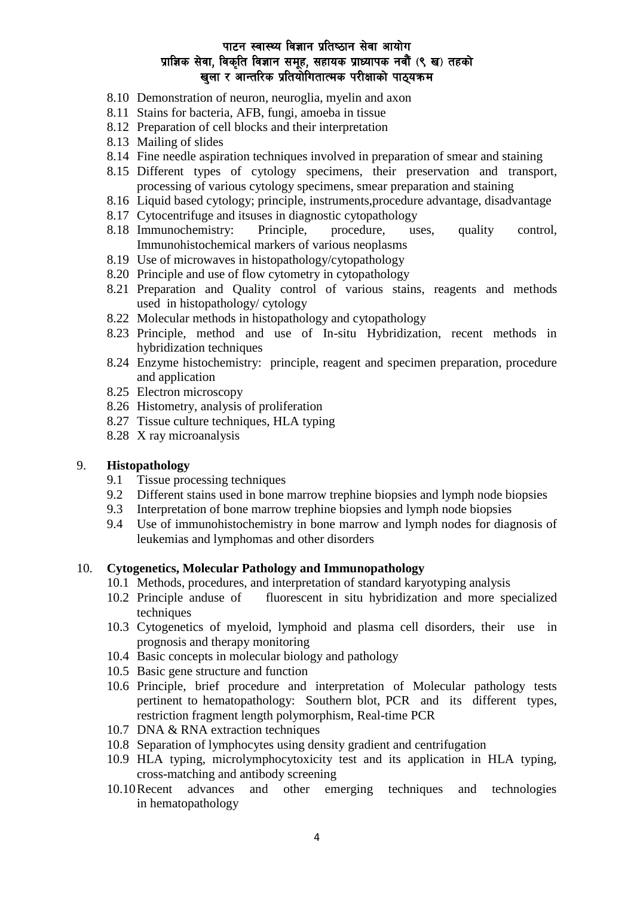8.10 Demonstration of neuron, neuroglia, myelin and axon
8.11 Stains for bacteria, AFB, fungi, amoeba in tissue
8.12 Preparation of cell blocks and their interpretation
8.13 Mailing of slides
8.14 Fine needle aspiration techniques involved in preparation of smear and staining
8.15 Different types of cytology specimens, their preservation and transport, processing of various cytology specimens, smear preparation and staining
8.16 Liquid based cytology; principle, instruments,procedure advantage, disadvantage
8.17 Cytocentrifuge and itsuses in diagnostic cytopathology
8.18 Immunochemistry: Principle, procedure, uses, quality control, Immunohistochemical markers of various neoplasms
8.19 Use of microwaves in histopathology/cytopathology
8.20 Principle and use of flow cytometry in cytopathology
8.21 Preparation and Quality control of various stains, reagents and methods used in histopathology/ cytology
8.22 Molecular methods in histopathology and cytopathology
8.23 Principle, method and use of In-situ Hybridization, recent methods in hybridization techniques
8.24 Enzyme histochemistry: principle, reagent and specimen preparation, procedure and application
8.25 Electron microscopy
8.26 Histometry, analysis of proliferation
8.27 Tissue culture techniques, HLA typing
8.28 X ray microanalysis

9. **Histopathology**

9.1 Tissue processing techniques
9.2 Different stains used in bone marrow trephine biopsies and lymph node biopsies
9.3 Interpretation of bone marrow trephine biopsies and lymph node biopsies
9.4 Use of immunohistochemistry in bone marrow and lymph nodes for diagnosis of leukemias and lymphomas and other disorders

10. **Cytogenetics, Molecular Pathology and Immunopathology**

10.1 Methods, procedures, and interpretation of standard karyotyping analysis
10.2 Principle anduse of fluorescent in situ hybridization and more specialized techniques
10.3 Cytogenetics of myeloid, lymphoid and plasma cell disorders, their use in prognosis and therapy monitoring
10.4 Basic concepts in molecular biology and pathology
10.5 Basic gene structure and function
10.6 Principle, brief procedure and interpretation of Molecular pathology tests pertinent to hematopathology: Southern blot, PCR and its different types, restriction fragment length polymorphism, Real-time PCR
10.7 DNA & RNA extraction techniques
10.8 Separation of lymphocytes using density gradient and centrifugation
10.9 HLA typing, microlymphocytoxicity test and its application in HLA typing, cross-matching and antibody screening
10.10 Recent advances and other emerging techniques and technologies in hematopathology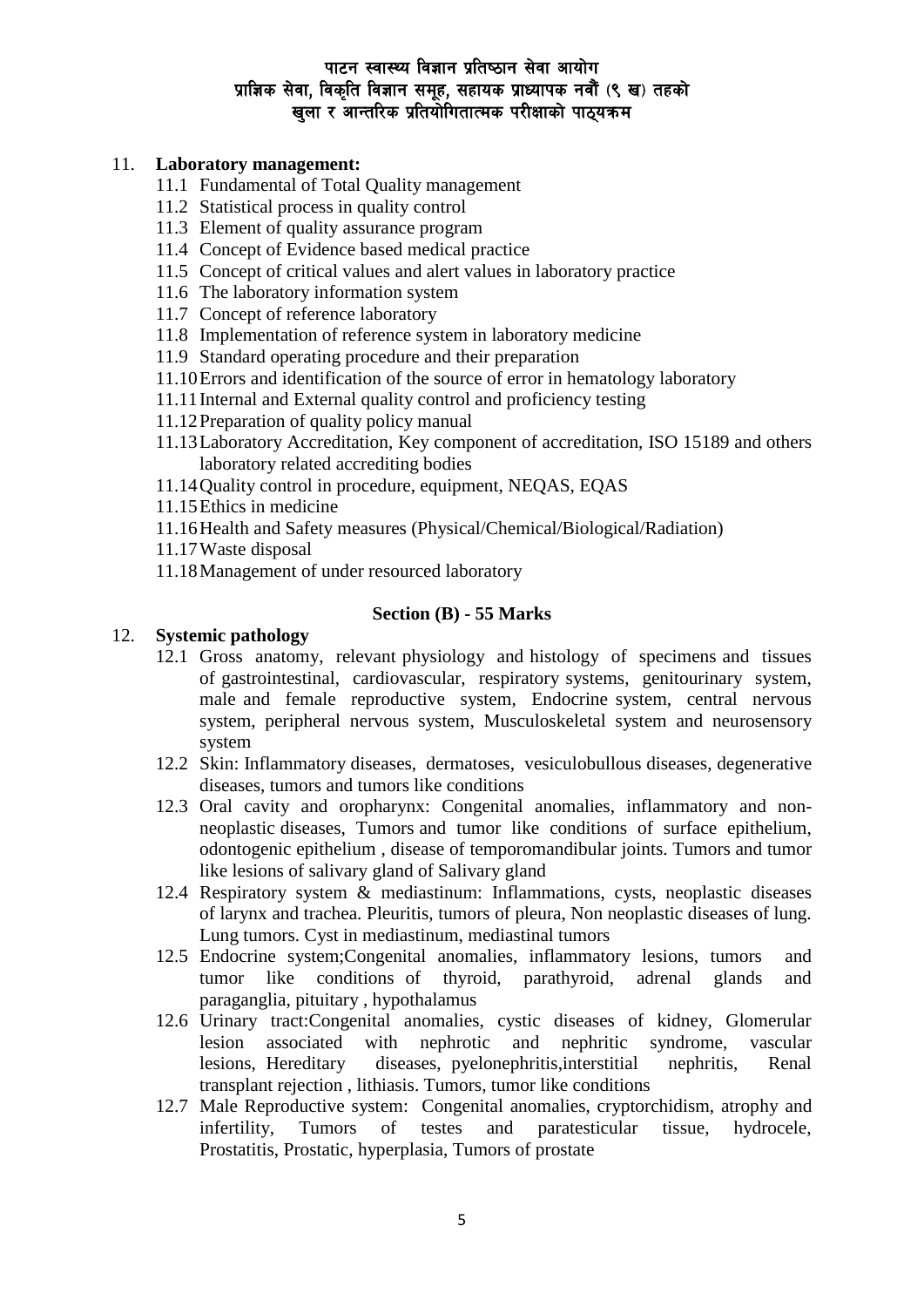### 11. Laboratory management:

- 11.1 Fundamental of Total Quality management
- 11.2 Statistical process in quality control
- 11.3 Element of quality assurance program
- 11.4 Concept of Evidence based medical practice
- 11.5 Concept of critical values and alert values in laboratory practice
- 11.6 The laboratory information system
- 11.7 Concept of reference laboratory
- 11.8 Implementation of reference system in laboratory medicine
- 11.9 Standard operating procedure and their preparation
- 11.10 Errors and identification of the source of error in hematology laboratory
- 11.11 Internal and External quality control and proficiency testing
- 11.12 Preparation of quality policy manual
- 11.13 Laboratory Accreditation, Key component of accreditation, ISO 15189 and others laboratory related accrediting bodies
- 11.14 Quality control in procedure, equipment, NEQAS, EQAS
- 11.15 Ethics in medicine
- 11.16 Health and Safety measures (Physical/Chemical/Biological/Radiation)
- 11.17 Waste disposal
- 11.18 Management of under resourced laboratory

## Section (B) - 55 Marks

### 12. Systemic pathology

- 12.1 Gross anatomy, relevant physiology and histology of specimens and tissues of gastrointestinal, cardiovascular, respiratory systems, genitourinary system, male and female reproductive system, Endocrine system, central nervous system, peripheral nervous system, Musculoskeletal system and neurosensory system
- 12.2 Skin: Inflammatory diseases, dermatoses, vesiculobullous diseases, degenerative diseases, tumors and tumors like conditions
- 12.3 Oral cavity and oropharynx: Congenital anomalies, inflammatory and non-neoplastic diseases, Tumors and tumor like conditions of surface epithelium, odontogenic epithelium , disease of temporomandibular joints. Tumors and tumor like lesions of salivary gland of Salivary gland
- 12.4 Respiratory system & mediastinum: Inflammations, cysts, neoplastic diseases of larynx and trachea. Pleuritis, tumors of pleura, Non neoplastic diseases of lung. Lung tumors. Cyst in mediastinum, mediastinal tumors
- 12.5 Endocrine system;Congenital anomalies, inflammatory lesions, tumors and tumor like conditions of thyroid, parathyroid, adrenal glands and paraganglia, pituitary , hypothalamus
- 12.6 Urinary tract:Congenital anomalies, cystic diseases of kidney, Glomerular lesion associated with nephrotic and nephritic syndrome, vascular lesions, Hereditary diseases, pyelonephritis,interstitial nephritis, Renal transplant rejection , lithiasis. Tumors, tumor like conditions
- 12.7 Male Reproductive system: Congenital anomalies, cryptorchidism, atrophy and infertility, Tumors of testes and paratesticular tissue, hydrocele, Prostatitis, Prostatic, hyperplasia, Tumors of prostate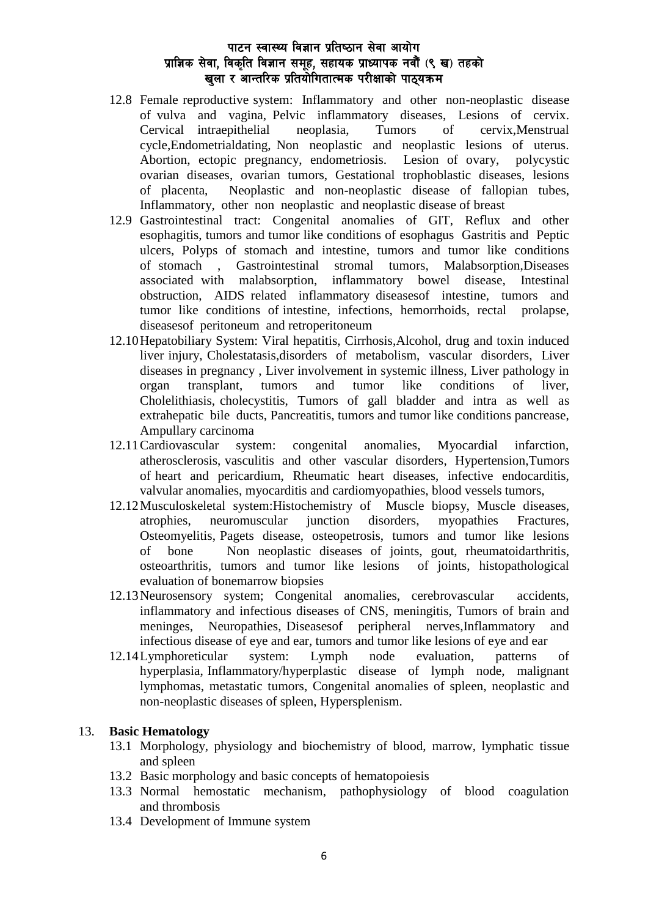- 12.8 Female reproductive system: Inflammatory and other non-neoplastic disease of vulva and vagina, Pelvic inflammatory diseases, Lesions of cervix. Cervical intraepithelial neoplasia, Tumors of cervix,Menstrual cycle,Endometrialdating, Non neoplastic and neoplastic lesions of uterus. Abortion, ectopic pregnancy, endometriosis. Lesion of ovary, polycystic ovarian diseases, ovarian tumors, Gestational trophoblastic diseases, lesions of placenta, Neoplastic and non-neoplastic disease of fallopian tubes, Inflammatory, other non neoplastic and neoplastic disease of breast
- 12.9 Gastrointestinal tract: Congenital anomalies of GIT, Reflux and other esophagitis, tumors and tumor like conditions of esophagus Gastritis and Peptic ulcers, Polyps of stomach and intestine, tumors and tumor like conditions of stomach , Gastrointestinal stromal tumors, Malabsorption,Diseases associated with malabsorption, inflammatory bowel disease, Intestinal obstruction, AIDS related inflammatory diseasesof intestine, tumors and tumor like conditions of intestine, infections, hemorrhoids, rectal prolapse, diseasesof peritoneum and retroperitoneum
- 12.10 Hepatobiliary System: Viral hepatitis, Cirrhosis,Alcohol, drug and toxin induced liver injury, Cholestatasis,disorders of metabolism, vascular disorders, Liver diseases in pregnancy , Liver involvement in systemic illness, Liver pathology in organ transplant, tumors and tumor like conditions of liver, Cholelithiasis, cholecystitis, Tumors of gall bladder and intra as well as extrahepatic bile ducts, Pancreatitis, tumors and tumor like conditions pancrease, Ampullary carcinoma
- 12.11 Cardiovascular system: congenital anomalies, Myocardial infarction, atherosclerosis, vasculitis and other vascular disorders, Hypertension,Tumors of heart and pericardium, Rheumatic heart diseases, infective endocarditis, valvular anomalies, myocarditis and cardiomyopathies, blood vessels tumors,
- 12.12 Musculoskeletal system:Histochemistry of Muscle biopsy, Muscle diseases, atrophies, neuromuscular junction disorders, myopathies Fractures, Osteomyelitis, Pagets disease, osteopetrosis, tumors and tumor like lesions of bone Non neoplastic diseases of joints, gout, rheumatoidarthritis, osteoarthritis, tumors and tumor like lesions of joints, histopathological evaluation of bonemarrow biopsies
- 12.13 Neurosensory system; Congenital anomalies, cerebrovascular accidents, inflammatory and infectious diseases of CNS, meningitis, Tumors of brain and meninges, Neuropathies, Diseasesof peripheral nerves,Inflammatory and infectious disease of eye and ear, tumors and tumor like lesions of eye and ear
- 12.14 Lymphoreticular system: Lymph node evaluation, patterns of hyperplasia, Inflammatory/hyperplastic disease of lymph node, malignant lymphomas, metastatic tumors, Congenital anomalies of spleen, neoplastic and non-neoplastic diseases of spleen, Hypersplenism.

13. **Basic Hematology**
    - 13.1 Morphology, physiology and biochemistry of blood, marrow, lymphatic tissue and spleen
    - 13.2 Basic morphology and basic concepts of hematopoiesis
    - 13.3 Normal hemostatic mechanism, pathophysiology of blood coagulation and thrombosis
    - 13.4 Development of Immune system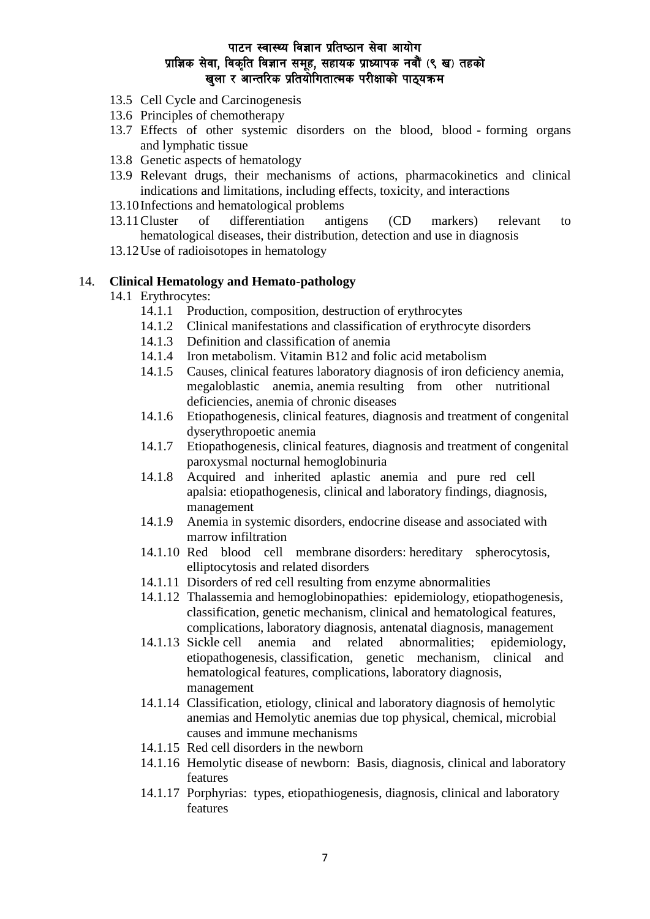- 13.5 Cell Cycle and Carcinogenesis
- 13.6 Principles of chemotherapy
- 13.7 Effects of other systemic disorders on the blood, blood - forming organs and lymphatic tissue
- 13.8 Genetic aspects of hematology
- 13.9 Relevant drugs, their mechanisms of actions, pharmacokinetics and clinical indications and limitations, including effects, toxicity, and interactions
- 13.10 Infections and hematological problems
- 13.11 Cluster of differentiation antigens (CD markers) relevant to hematological diseases, their distribution, detection and use in diagnosis
- 13.12 Use of radioisotopes in hematology

## 14. **Clinical Hematology and Hemato-pathology**

- 14.1 Erythrocytes:
  - 14.1.1 Production, composition, destruction of erythrocytes
  - 14.1.2 Clinical manifestations and classification of erythrocyte disorders
  - 14.1.3 Definition and classification of anemia
  - 14.1.4 Iron metabolism. Vitamin B12 and folic acid metabolism
  - 14.1.5 Causes, clinical features laboratory diagnosis of iron deficiency anemia, megaloblastic anemia, anemia resulting from other nutritional deficiencies, anemia of chronic diseases
  - 14.1.6 Etiopathogenesis, clinical features, diagnosis and treatment of congenital dyserythropoetic anemia
  - 14.1.7 Etiopathogenesis, clinical features, diagnosis and treatment of congenital paroxysmal nocturnal hemoglobinuria
  - 14.1.8 Acquired and inherited aplastic anemia and pure red cell apalsia: etiopathogenesis, clinical and laboratory findings, diagnosis, management
  - 14.1.9 Anemia in systemic disorders, endocrine disease and associated with marrow infiltration
  - 14.1.10 Red blood cell membrane disorders: hereditary spherocytosis, elliptocytosis and related disorders
  - 14.1.11 Disorders of red cell resulting from enzyme abnormalities
  - 14.1.12 Thalassemia and hemoglobinopathies: epidemiology, etiopathogenesis, classification, genetic mechanism, clinical and hematological features, complications, laboratory diagnosis, antenatal diagnosis, management
  - 14.1.13 Sickle cell anemia and related abnormalities; epidemiology, etiopathogenesis, classification, genetic mechanism, clinical and hematological features, complications, laboratory diagnosis, management
  - 14.1.14 Classification, etiology, clinical and laboratory diagnosis of hemolytic anemias and Hemolytic anemias due top physical, chemical, microbial causes and immune mechanisms
  - 14.1.15 Red cell disorders in the newborn
  - 14.1.16 Hemolytic disease of newborn: Basis, diagnosis, clinical and laboratory features
  - 14.1.17 Porphyrias: types, etiopathiogenesis, diagnosis, clinical and laboratory features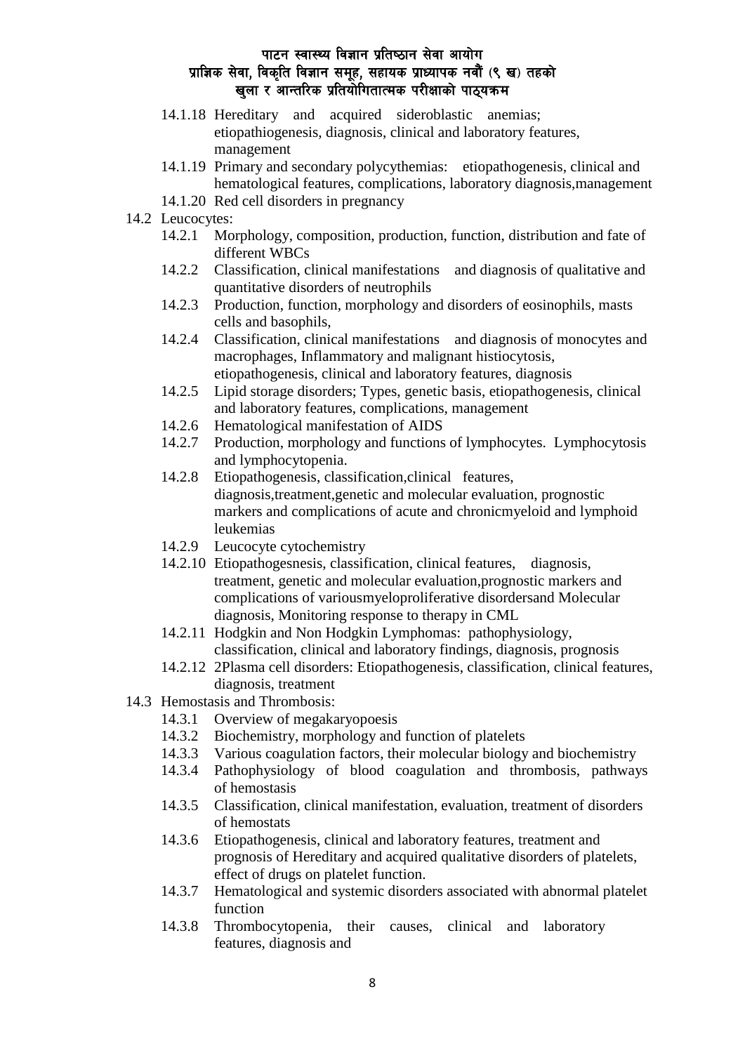- 14.1.18 Hereditary and acquired sideroblastic anemias; etiopathiogenesis, diagnosis, clinical and laboratory features, management
- 14.1.19 Primary and secondary polycythemias: etiopathogenesis, clinical and hematological features, complications, laboratory diagnosis,management
- 14.1.20 Red cell disorders in pregnancy

14.2 Leucocytes:

- 14.2.1 Morphology, composition, production, function, distribution and fate of different WBCs
- 14.2.2 Classification, clinical manifestations and diagnosis of qualitative and quantitative disorders of neutrophils
- 14.2.3 Production, function, morphology and disorders of eosinophils, masts cells and basophils,
- 14.2.4 Classification, clinical manifestations and diagnosis of monocytes and macrophages, Inflammatory and malignant histiocytosis, etiopathogenesis, clinical and laboratory features, diagnosis
- 14.2.5 Lipid storage disorders; Types, genetic basis, etiopathogenesis, clinical and laboratory features, complications, management
- 14.2.6 Hematological manifestation of AIDS
- 14.2.7 Production, morphology and functions of lymphocytes. Lymphocytosis and lymphocytopenia.
- 14.2.8 Etiopathogenesis, classification,clinical features, diagnosis,treatment,genetic and molecular evaluation, prognostic markers and complications of acute and chronicmyeloid and lymphoid leukemias
- 14.2.9 Leucocyte cytochemistry
- 14.2.10 Etiopathogesnesis, classification, clinical features, diagnosis, treatment, genetic and molecular evaluation,prognostic markers and complications of variousmyeloproliferative disordersand Molecular diagnosis, Monitoring response to therapy in CML
- 14.2.11 Hodgkin and Non Hodgkin Lymphomas: pathophysiology, classification, clinical and laboratory findings, diagnosis, prognosis
- 14.2.12 2Plasma cell disorders: Etiopathogenesis, classification, clinical features, diagnosis, treatment

14.3 Hemostasis and Thrombosis:

- 14.3.1 Overview of megakaryopoesis
- 14.3.2 Biochemistry, morphology and function of platelets
- 14.3.3 Various coagulation factors, their molecular biology and biochemistry
- 14.3.4 Pathophysiology of blood coagulation and thrombosis, pathways of hemostasis
- 14.3.5 Classification, clinical manifestation, evaluation, treatment of disorders of hemostats
- 14.3.6 Etiopathogenesis, clinical and laboratory features, treatment and prognosis of Hereditary and acquired qualitative disorders of platelets, effect of drugs on platelet function.
- 14.3.7 Hematological and systemic disorders associated with abnormal platelet function
- 14.3.8 Thrombocytopenia, their causes, clinical and laboratory features, diagnosis and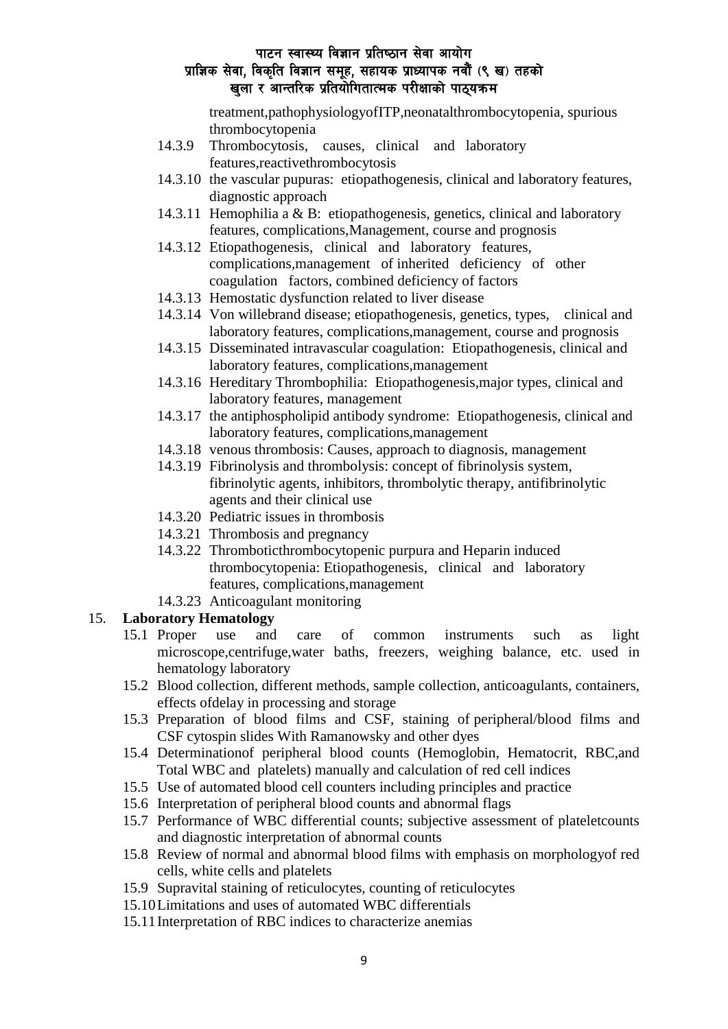treatment,pathophysiologyofITP,neonatalthrombocytopenia, spurious thrombocytopenia

- 14.3.9 Thrombocytosis, causes, clinical and laboratory features,reactivethrombocytosis
- 14.3.10 the vascular pupuras: etiopathogenesis, clinical and laboratory features, diagnostic approach
- 14.3.11 Hemophilia a & B: etiopathogenesis, genetics, clinical and laboratory features, complications,Management, course and prognosis
- 14.3.12 Etiopathogenesis, clinical and laboratory features, complications,management of inherited deficiency of other coagulation factors, combined deficiency of factors
- 14.3.13 Hemostatic dysfunction related to liver disease
- 14.3.14 Von willebrand disease; etiopathogenesis, genetics, types, clinical and laboratory features, complications,management, course and prognosis
- 14.3.15 Disseminated intravascular coagulation: Etiopathogenesis, clinical and laboratory features, complications,management
- 14.3.16 Hereditary Thrombophilia: Etiopathogenesis,major types, clinical and laboratory features, management
- 14.3.17 the antiphospholipid antibody syndrome: Etiopathogenesis, clinical and laboratory features, complications,management
- 14.3.18 venous thrombosis: Causes, approach to diagnosis, management
- 14.3.19 Fibrinolysis and thrombolysis: concept of fibrinolysis system, fibrinolytic agents, inhibitors, thrombolytic therapy, antifibrinolytic agents and their clinical use
- 14.3.20 Pediatric issues in thrombosis
- 14.3.21 Thrombosis and pregnancy
- 14.3.22 Thromboticthrombocytopenic purpura and Heparin induced thrombocytopenia: Etiopathogenesis, clinical and laboratory features, complications,management
- 14.3.23 Anticoagulant monitoring

15. **Laboratory Hematology**

- 15.1 Proper use and care of common instruments such as light microscope,centrifuge,water baths, freezers, weighing balance, etc. used in hematology laboratory
- 15.2 Blood collection, different methods, sample collection, anticoagulants, containers, effects ofdelay in processing and storage
- 15.3 Preparation of blood films and CSF, staining of peripheral/blood films and CSF cytospin slides With Ramanowsky and other dyes
- 15.4 Determinationof peripheral blood counts (Hemoglobin, Hematocrit, RBC,and Total WBC and platelets) manually and calculation of red cell indices
- 15.5 Use of automated blood cell counters including principles and practice
- 15.6 Interpretation of peripheral blood counts and abnormal flags
- 15.7 Performance of WBC differential counts; subjective assessment of plateletcounts and diagnostic interpretation of abnormal counts
- 15.8 Review of normal and abnormal blood films with emphasis on morphologyof red cells, white cells and platelets
- 15.9 Supravital staining of reticulocytes, counting of reticulocytes
- 15.10 Limitations and uses of automated WBC differentials
- 15.11 Interpretation of RBC indices to characterize anemias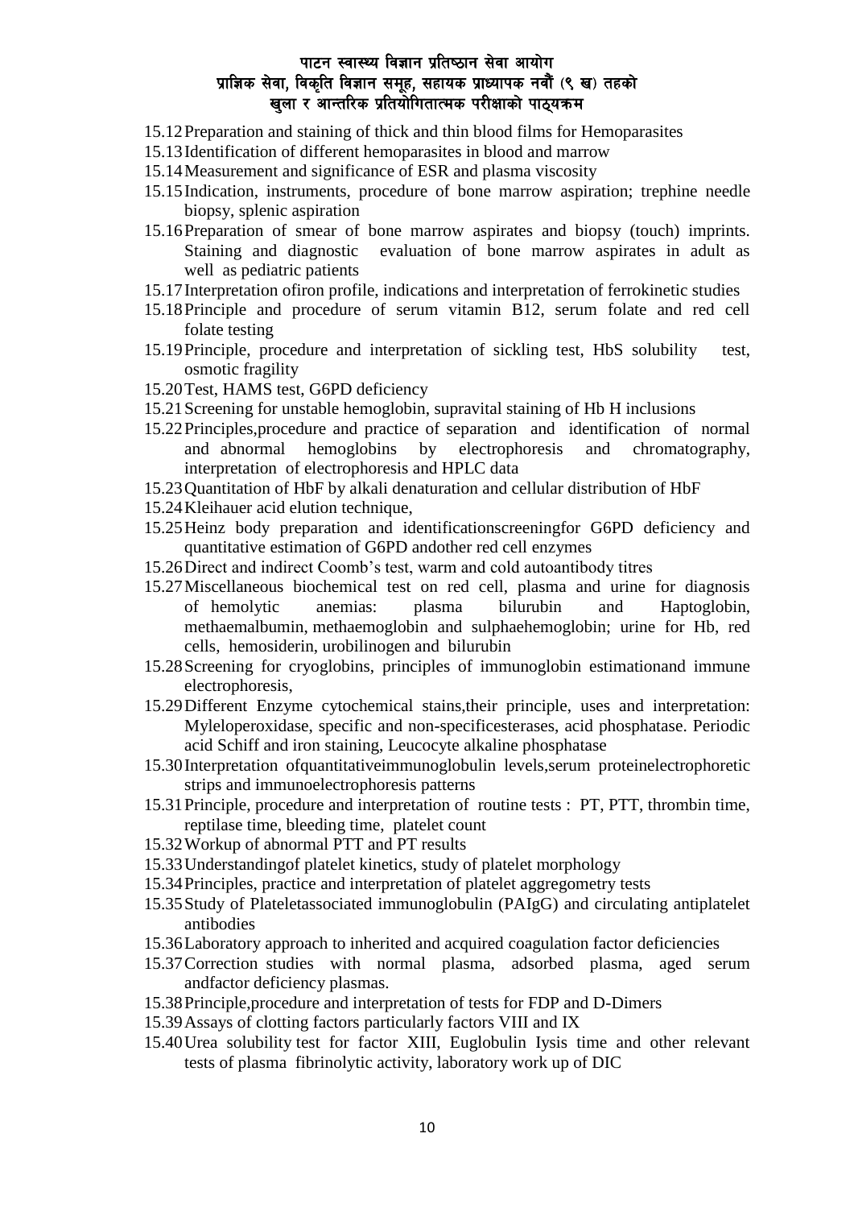- 15.12 Preparation and staining of thick and thin blood films for Hemoparasites
- 15.13 Identification of different hemoparasites in blood and marrow
- 15.14 Measurement and significance of ESR and plasma viscosity
- 15.15 Indication, instruments, procedure of bone marrow aspiration; trephine needle biopsy, splenic aspiration
- 15.16 Preparation of smear of bone marrow aspirates and biopsy (touch) imprints. Staining and diagnostic evaluation of bone marrow aspirates in adult as well as pediatric patients
- 15.17 Interpretation ofiron profile, indications and interpretation of ferrokinetic studies
- 15.18 Principle and procedure of serum vitamin B12, serum folate and red cell folate testing
- 15.19 Principle, procedure and interpretation of sickling test, HbS solubility test, osmotic fragility
- 15.20 Test, HAMS test, G6PD deficiency
- 15.21 Screening for unstable hemoglobin, supravital staining of Hb H inclusions
- 15.22 Principles,procedure and practice of separation and identification of normal and abnormal hemoglobins by electrophoresis and chromatography, interpretation of electrophoresis and HPLC data
- 15.23 Quantitation of HbF by alkali denaturation and cellular distribution of HbF
- 15.24 Kleihauer acid elution technique,
- 15.25 Heinz body preparation and identificationscreeningfor G6PD deficiency and quantitative estimation of G6PD andother red cell enzymes
- 15.26 Direct and indirect Coomb's test, warm and cold autoantibody titres
- 15.27 Miscellaneous biochemical test on red cell, plasma and urine for diagnosis of hemolytic anemias: plasma bilurubin and Haptoglobin, methaemalbumin, methaemoglobin and sulphaehemoglobin; urine for Hb, red cells, hemosiderin, urobilinogen and bilurubin
- 15.28 Screening for cryoglobins, principles of immunoglobin estimationand immune electrophoresis,
- 15.29 Different Enzyme cytochemical stains,their principle, uses and interpretation: Myleloperoxidase, specific and non-specificesterases, acid phosphatase. Periodic acid Schiff and iron staining, Leucocyte alkaline phosphatase
- 15.30 Interpretation ofquantitativeimmunoglobulin levels,serum proteinelectrophoretic strips and immunoelectrophoresis patterns
- 15.31 Principle, procedure and interpretation of routine tests : PT, PTT, thrombin time, reptilase time, bleeding time, platelet count
- 15.32 Workup of abnormal PTT and PT results
- 15.33 Understandingof platelet kinetics, study of platelet morphology
- 15.34 Principles, practice and interpretation of platelet aggregometry tests
- 15.35 Study of Plateletassociated immunoglobulin (PAIgG) and circulating antiplatelet antibodies
- 15.36 Laboratory approach to inherited and acquired coagulation factor deficiencies
- 15.37 Correction studies with normal plasma, adsorbed plasma, aged serum andfactor deficiency plasmas.
- 15.38 Principle,procedure and interpretation of tests for FDP and D-Dimers
- 15.39 Assays of clotting factors particularly factors VIII and IX
- 15.40 Urea solubility test for factor XIII, Euglobulin Iysis time and other relevant tests of plasma fibrinolytic activity, laboratory work up of DIC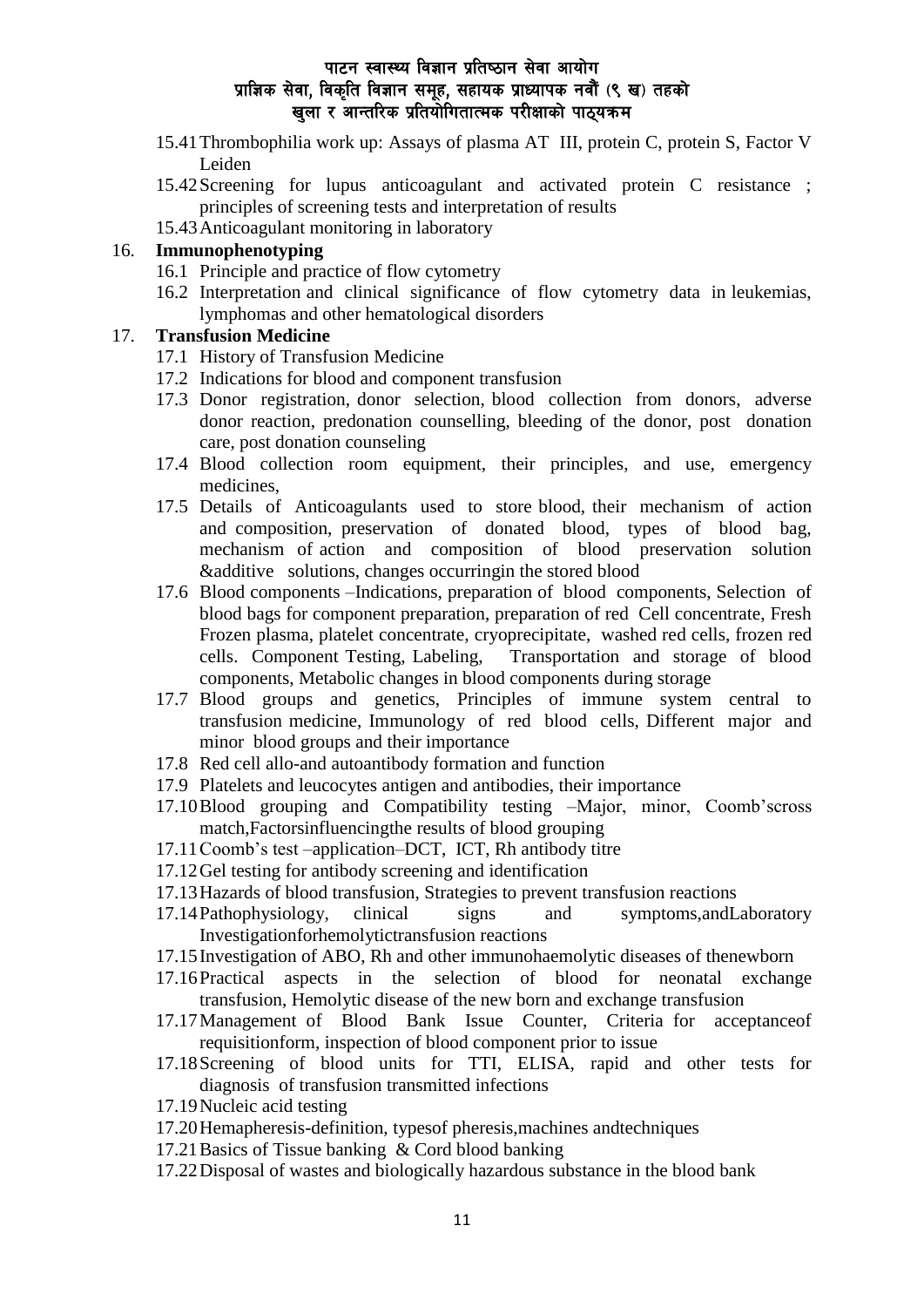15.41 Thrombophilia work up: Assays of plasma AT III, protein C, protein S, Factor V Leiden

15.42 Screening for lupus anticoagulant and activated protein C resistance ; principles of screening tests and interpretation of results

15.43 Anticoagulant monitoring in laboratory

16. **Immunophenotyping**

    16.1 Principle and practice of flow cytometry

    16.2 Interpretation and clinical significance of flow cytometry data in leukemias, lymphomas and other hematological disorders

17. **Transfusion Medicine**

    17.1 History of Transfusion Medicine

    17.2 Indications for blood and component transfusion

    17.3 Donor registration, donor selection, blood collection from donors, adverse donor reaction, predonation counselling, bleeding of the donor, post donation care, post donation counseling

    17.4 Blood collection room equipment, their principles, and use, emergency medicines,

    17.5 Details of Anticoagulants used to store blood, their mechanism of action and composition, preservation of donated blood, types of blood bag, mechanism of action and composition of blood preservation solution &additive solutions, changes occurringin the stored blood

    17.6 Blood components –Indications, preparation of blood components, Selection of blood bags for component preparation, preparation of red Cell concentrate, Fresh Frozen plasma, platelet concentrate, cryoprecipitate, washed red cells, frozen red cells. Component Testing, Labeling, Transportation and storage of blood components, Metabolic changes in blood components during storage

    17.7 Blood groups and genetics, Principles of immune system central to transfusion medicine, Immunology of red blood cells, Different major and minor blood groups and their importance

    17.8 Red cell allo-and autoantibody formation and function

    17.9 Platelets and leucocytes antigen and antibodies, their importance

    17.10 Blood grouping and Compatibility testing –Major, minor, Coomb'scross match,Factorsinfluencingthe results of blood grouping

    17.11 Coomb's test –application–DCT, ICT, Rh antibody titre

    17.12 Gel testing for antibody screening and identification

    17.13 Hazards of blood transfusion, Strategies to prevent transfusion reactions

    17.14 Pathophysiology, clinical signs and symptoms,andLaboratory Investigationforhemolytictransfusion reactions

    17.15 Investigation of ABO, Rh and other immunohaemolytic diseases of thenewborn

    17.16 Practical aspects in the selection of blood for neonatal exchange transfusion, Hemolytic disease of the new born and exchange transfusion

    17.17 Management of Blood Bank Issue Counter, Criteria for acceptanceof requisitionform, inspection of blood component prior to issue

    17.18 Screening of blood units for TTI, ELISA, rapid and other tests for diagnosis of transfusion transmitted infections

    17.19 Nucleic acid testing

    17.20 Hemapheresis-definition, typesof pheresis,machines andtechniques

    17.21 Basics of Tissue banking & Cord blood banking

    17.22 Disposal of wastes and biologically hazardous substance in the blood bank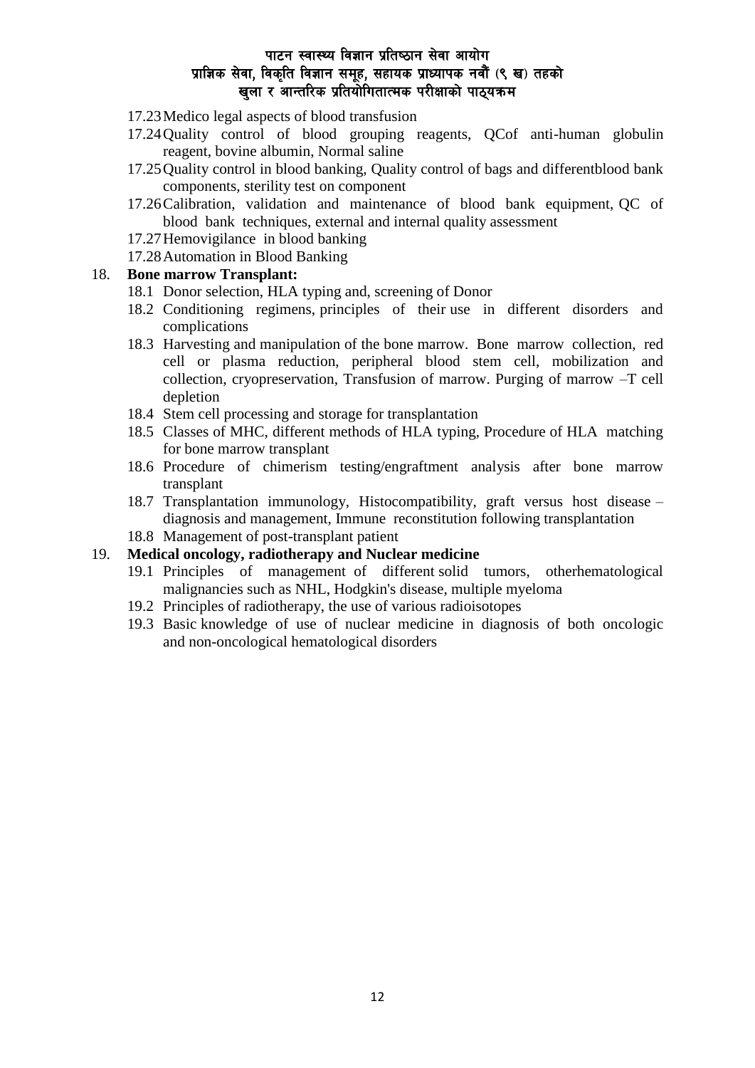17.23 Medico legal aspects of blood transfusion

17.24 Quality control of blood grouping reagents, QCof anti-human globulin reagent, bovine albumin, Normal saline

17.25 Quality control in blood banking, Quality control of bags and differentblood bank components, sterility test on component

17.26 Calibration, validation and maintenance of blood bank equipment, QC of blood bank techniques, external and internal quality assessment

17.27 Hemovigilance in blood banking

17.28 Automation in Blood Banking

18. **Bone marrow Transplant:**

    18.1 Donor selection, HLA typing and, screening of Donor

    18.2 Conditioning regimens, principles of their use in different disorders and complications

    18.3 Harvesting and manipulation of the bone marrow. Bone marrow collection, red cell or plasma reduction, peripheral blood stem cell, mobilization and collection, cryopreservation, Transfusion of marrow. Purging of marrow –T cell depletion

    18.4 Stem cell processing and storage for transplantation

    18.5 Classes of MHC, different methods of HLA typing, Procedure of HLA matching for bone marrow transplant

    18.6 Procedure of chimerism testing/engraftment analysis after bone marrow transplant

    18.7 Transplantation immunology, Histocompatibility, graft versus host disease – diagnosis and management, Immune reconstitution following transplantation

    18.8 Management of post-transplant patient

19. **Medical oncology, radiotherapy and Nuclear medicine**

    19.1 Principles of management of different solid tumors, otherhematological malignancies such as NHL, Hodgkin's disease, multiple myeloma

    19.2 Principles of radiotherapy, the use of various radioisotopes

    19.3 Basic knowledge of use of nuclear medicine in diagnosis of both oncologic and non-oncological hematological disorders